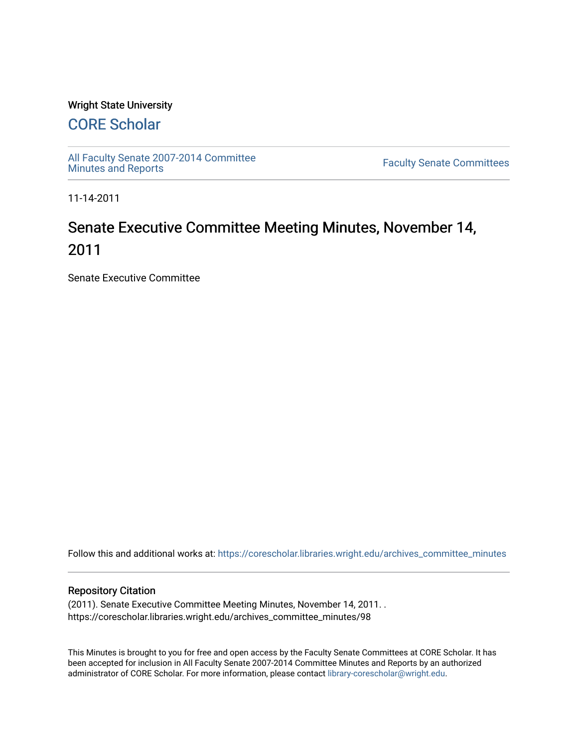Wright State University

## CORE Scholar

All Faculty Senate 2007-2014 Committee Minutes and Reports

Faculty Senate Committees

11-14-2011

# Senate Executive Committee Meeting Minutes, November 14, 2011

Senate Executive Committee

Follow this and additional works at: https://corescholar.libraries.wright.edu/archives_committee_minutes

### Repository Citation

(2011). Senate Executive Committee Meeting Minutes, November 14, 2011. .
https://corescholar.libraries.wright.edu/archives_committee_minutes/98

This Minutes is brought to you for free and open access by the Faculty Senate Committees at CORE Scholar. It has been accepted for inclusion in All Faculty Senate 2007-2014 Committee Minutes and Reports by an authorized administrator of CORE Scholar. For more information, please contact library-corescholar@wright.edu.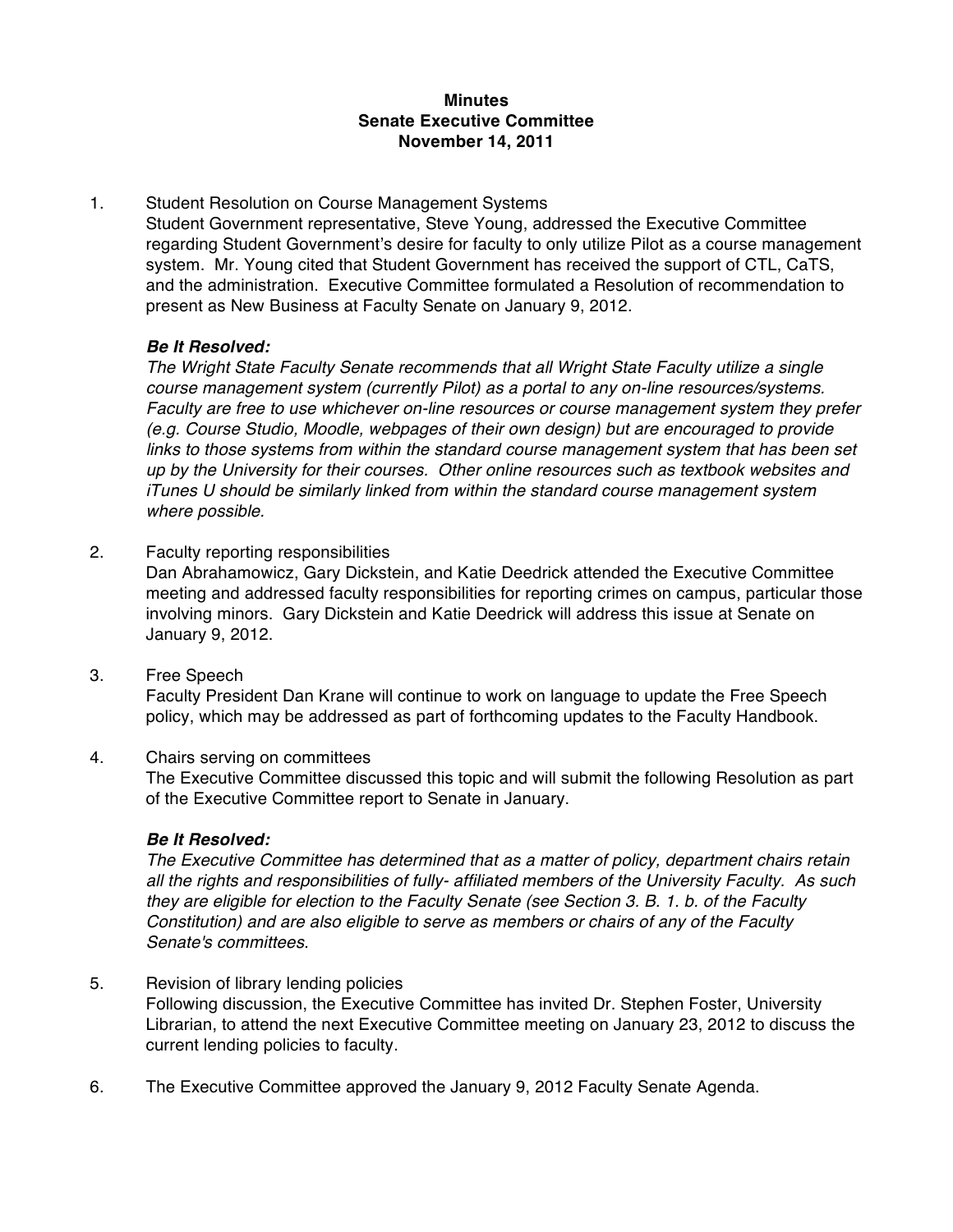**Minutes**
**Senate Executive Committee**
**November 14, 2011**

1. Student Resolution on Course Management Systems
   Student Government representative, Steve Young, addressed the Executive Committee regarding Student Government's desire for faculty to only utilize Pilot as a course management system. Mr. Young cited that Student Government has received the support of CTL, CaTS, and the administration. Executive Committee formulated a Resolution of recommendation to present as New Business at Faculty Senate on January 9, 2012.

   ***Be It Resolved:***
   *The Wright State Faculty Senate recommends that all Wright State Faculty utilize a single course management system (currently Pilot) as a portal to any on-line resources/systems. Faculty are free to use whichever on-line resources or course management system they prefer (e.g. Course Studio, Moodle, webpages of their own design) but are encouraged to provide links to those systems from within the standard course management system that has been set up by the University for their courses. Other online resources such as textbook websites and iTunes U should be similarly linked from within the standard course management system where possible.*

2. Faculty reporting responsibilities
   Dan Abrahamowicz, Gary Dickstein, and Katie Deedrick attended the Executive Committee meeting and addressed faculty responsibilities for reporting crimes on campus, particular those involving minors. Gary Dickstein and Katie Deedrick will address this issue at Senate on January 9, 2012.

3. Free Speech
   Faculty President Dan Krane will continue to work on language to update the Free Speech policy, which may be addressed as part of forthcoming updates to the Faculty Handbook.

4. Chairs serving on committees
   The Executive Committee discussed this topic and will submit the following Resolution as part of the Executive Committee report to Senate in January.

   ***Be It Resolved:***
   *The Executive Committee has determined that as a matter of policy, department chairs retain all the rights and responsibilities of fully- affiliated members of the University Faculty. As such they are eligible for election to the Faculty Senate (see Section 3. B. 1. b. of the Faculty Constitution) and are also eligible to serve as members or chairs of any of the Faculty Senate's committees.*

5. Revision of library lending policies
   Following discussion, the Executive Committee has invited Dr. Stephen Foster, University Librarian, to attend the next Executive Committee meeting on January 23, 2012 to discuss the current lending policies to faculty.

6. The Executive Committee approved the January 9, 2012 Faculty Senate Agenda.